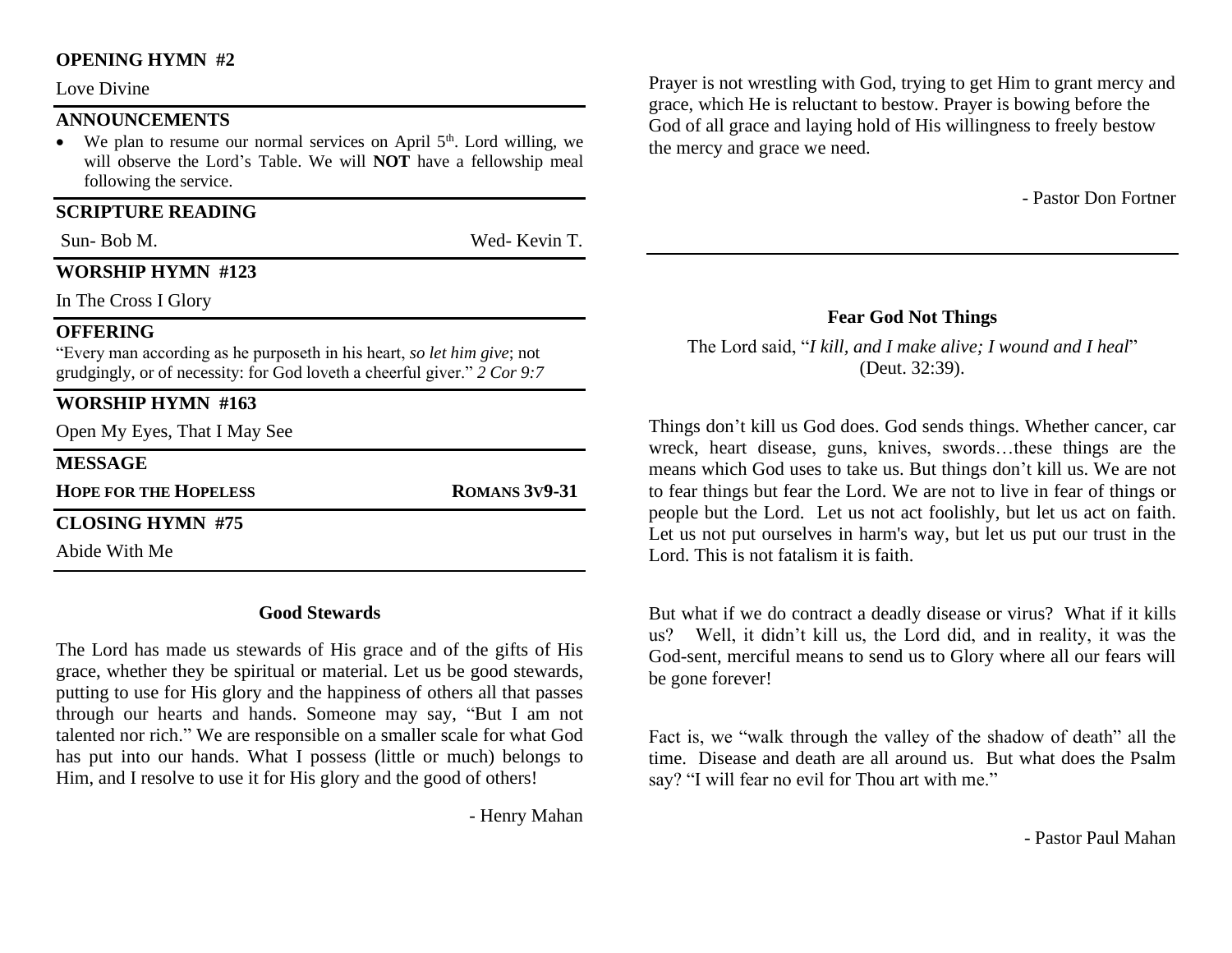## OPENING HYMN #2

Love Divine

## ANNOUNCEMENTS

- We plan to resume our normal services on April 5th. Lord willing, we will observe the Lord's Table. We will **NOT** have a fellowship meal following the service.

## SCRIPTURE READING

Sun- Bob M. Wed- Kevin T.

## WORSHIP HYMN #123

In The Cross I Glory

## OFFERING

"Every man according as he purposeth in his heart, *so let him give*; not grudgingly, or of necessity: for God loveth a cheerful giver." *2 Cor 9:7*

## WORSHIP HYMN #163

Open My Eyes, That I May See

## MESSAGE

**HOPE FOR THE HOPELESS** **ROMANS 3V9-31**

## CLOSING HYMN #75

Abide With Me

### Good Stewards

The Lord has made us stewards of His grace and of the gifts of His grace, whether they be spiritual or material. Let us be good stewards, putting to use for His glory and the happiness of others all that passes through our hearts and hands. Someone may say, "But I am not talented nor rich." We are responsible on a smaller scale for what God has put into our hands. What I possess (little or much) belongs to Him, and I resolve to use it for His glory and the good of others!

- Henry Mahan

Prayer is not wrestling with God, trying to get Him to grant mercy and grace, which He is reluctant to bestow. Prayer is bowing before the God of all grace and laying hold of His willingness to freely bestow the mercy and grace we need.

- Pastor Don Fortner

---

### Fear God Not Things

The Lord said, "*I kill, and I make alive; I wound and I heal*" (Deut. 32:39).

Things don't kill us God does. God sends things. Whether cancer, car wreck, heart disease, guns, knives, swords…these things are the means which God uses to take us. But things don't kill us. We are not to fear things but fear the Lord. We are not to live in fear of things or people but the Lord. Let us not act foolishly, but let us act on faith. Let us not put ourselves in harm's way, but let us put our trust in the Lord. This is not fatalism it is faith.

But what if we do contract a deadly disease or virus? What if it kills us? Well, it didn't kill us, the Lord did, and in reality, it was the God-sent, merciful means to send us to Glory where all our fears will be gone forever!

Fact is, we "walk through the valley of the shadow of death" all the time. Disease and death are all around us. But what does the Psalm say? "I will fear no evil for Thou art with me."

- Pastor Paul Mahan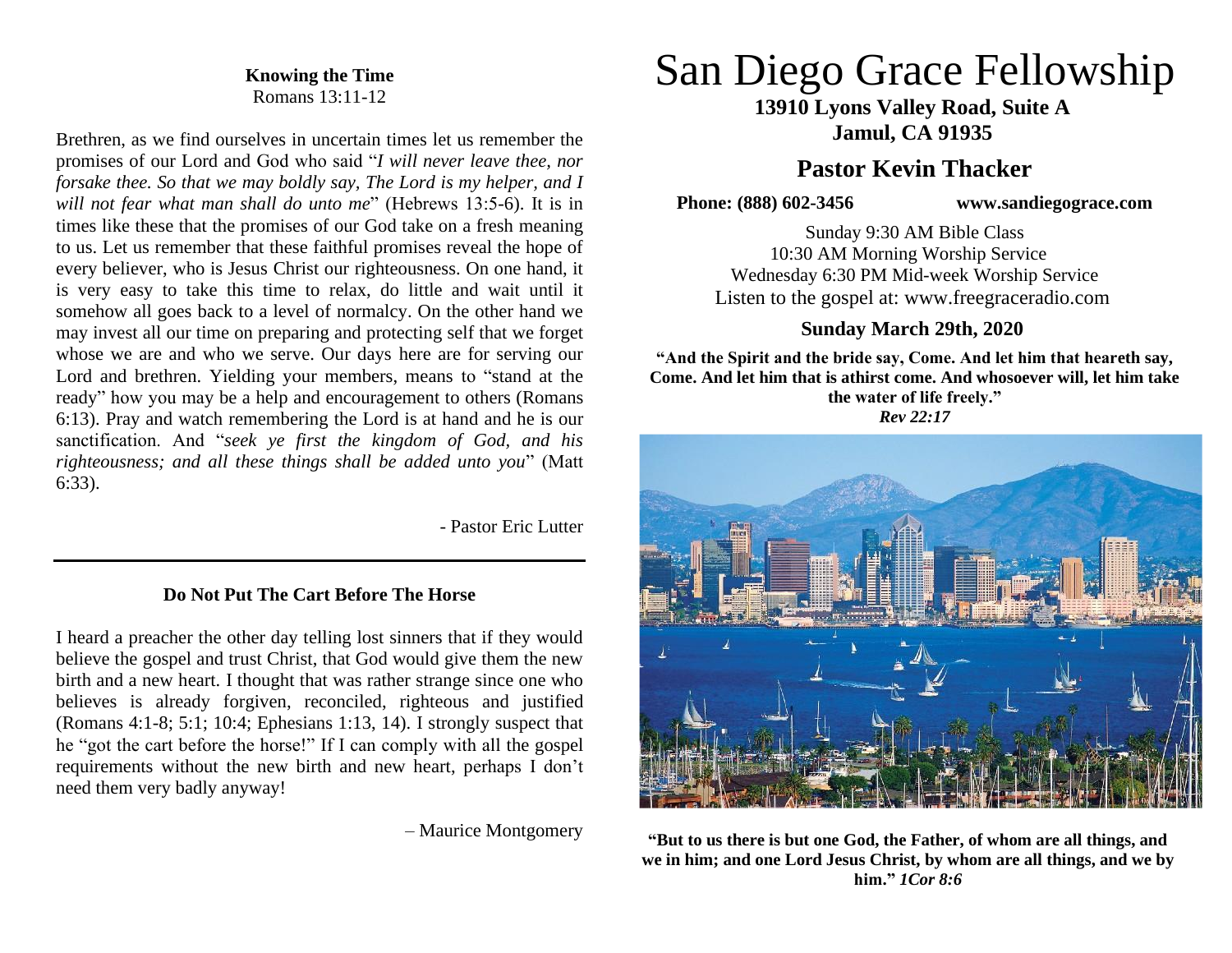**Knowing the Time**
Romans 13:11-12

Brethren, as we find ourselves in uncertain times let us remember the promises of our Lord and God who said "*I will never leave thee, nor forsake thee. So that we may boldly say, The Lord is my helper, and I will not fear what man shall do unto me*" (Hebrews 13:5-6). It is in times like these that the promises of our God take on a fresh meaning to us. Let us remember that these faithful promises reveal the hope of every believer, who is Jesus Christ our righteousness. On one hand, it is very easy to take this time to relax, do little and wait until it somehow all goes back to a level of normalcy. On the other hand we may invest all our time on preparing and protecting self that we forget whose we are and who we serve. Our days here are for serving our Lord and brethren. Yielding your members, means to "stand at the ready" how you may be a help and encouragement to others (Romans 6:13). Pray and watch remembering the Lord is at hand and he is our sanctification. And "*seek ye first the kingdom of God, and his righteousness; and all these things shall be added unto you*" (Matt 6:33).

- Pastor Eric Lutter

---

**Do Not Put The Cart Before The Horse**

I heard a preacher the other day telling lost sinners that if they would believe the gospel and trust Christ, that God would give them the new birth and a new heart. I thought that was rather strange since one who believes is already forgiven, reconciled, righteous and justified (Romans 4:1-8; 5:1; 10:4; Ephesians 1:13, 14). I strongly suspect that he "got the cart before the horse!" If I can comply with all the gospel requirements without the new birth and new heart, perhaps I don't need them very badly anyway!

– Maurice Montgomery

# San Diego Grace Fellowship

**13910 Lyons Valley Road, Suite A**
**Jamul, CA 91935**

## Pastor Kevin Thacker

**Phone: (888) 602-3456** **www.sandiegograce.com**

Sunday 9:30 AM Bible Class
10:30 AM Morning Worship Service
Wednesday 6:30 PM Mid-week Worship Service
Listen to the gospel at: www.freegraceradio.com

**Sunday March 29th, 2020**

**"And the Spirit and the bride say, Come. And let him that heareth say, Come. And let him that is athirst come. And whosoever will, let him take the water of life freely."**
***Rev 22:17***

**"But to us there is but one God, the Father, of whom are all things, and we in him; and one Lord Jesus Christ, by whom are all things, and we by him."** ***1Cor 8:6***